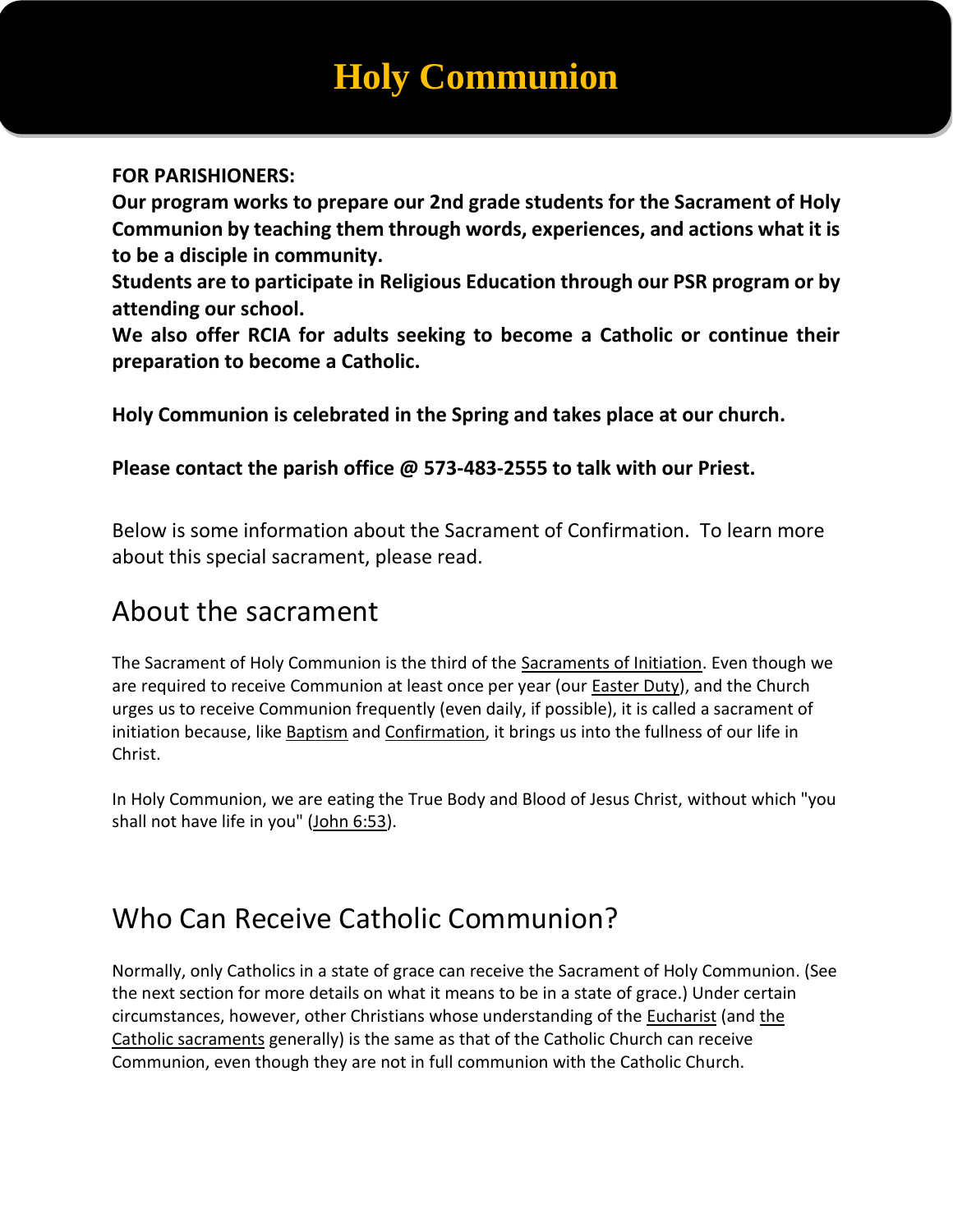# Holy Communion

**FOR PARISHIONERS:**

**Our program works to prepare our 2nd grade students for the Sacrament of Holy Communion by teaching them through words, experiences, and actions what it is to be a disciple in community.**

**Students are to participate in Religious Education through our PSR program or by attending our school.**

**We also offer RCIA for adults seeking to become a Catholic or continue their preparation to become a Catholic.**

**Holy Communion is celebrated in the Spring and takes place at our church.**

**Please contact the parish office @ 573-483-2555 to talk with our Priest.**

Below is some information about the Sacrament of Confirmation. To learn more about this special sacrament, please read.

## About the sacrament

The Sacrament of Holy Communion is the third of the Sacraments of Initiation. Even though we are required to receive Communion at least once per year (our Easter Duty), and the Church urges us to receive Communion frequently (even daily, if possible), it is called a sacrament of initiation because, like Baptism and Confirmation, it brings us into the fullness of our life in Christ.

In Holy Communion, we are eating the True Body and Blood of Jesus Christ, without which "you shall not have life in you" (John 6:53).

## Who Can Receive Catholic Communion?

Normally, only Catholics in a state of grace can receive the Sacrament of Holy Communion. (See the next section for more details on what it means to be in a state of grace.) Under certain circumstances, however, other Christians whose understanding of the Eucharist (and the Catholic sacraments generally) is the same as that of the Catholic Church can receive Communion, even though they are not in full communion with the Catholic Church.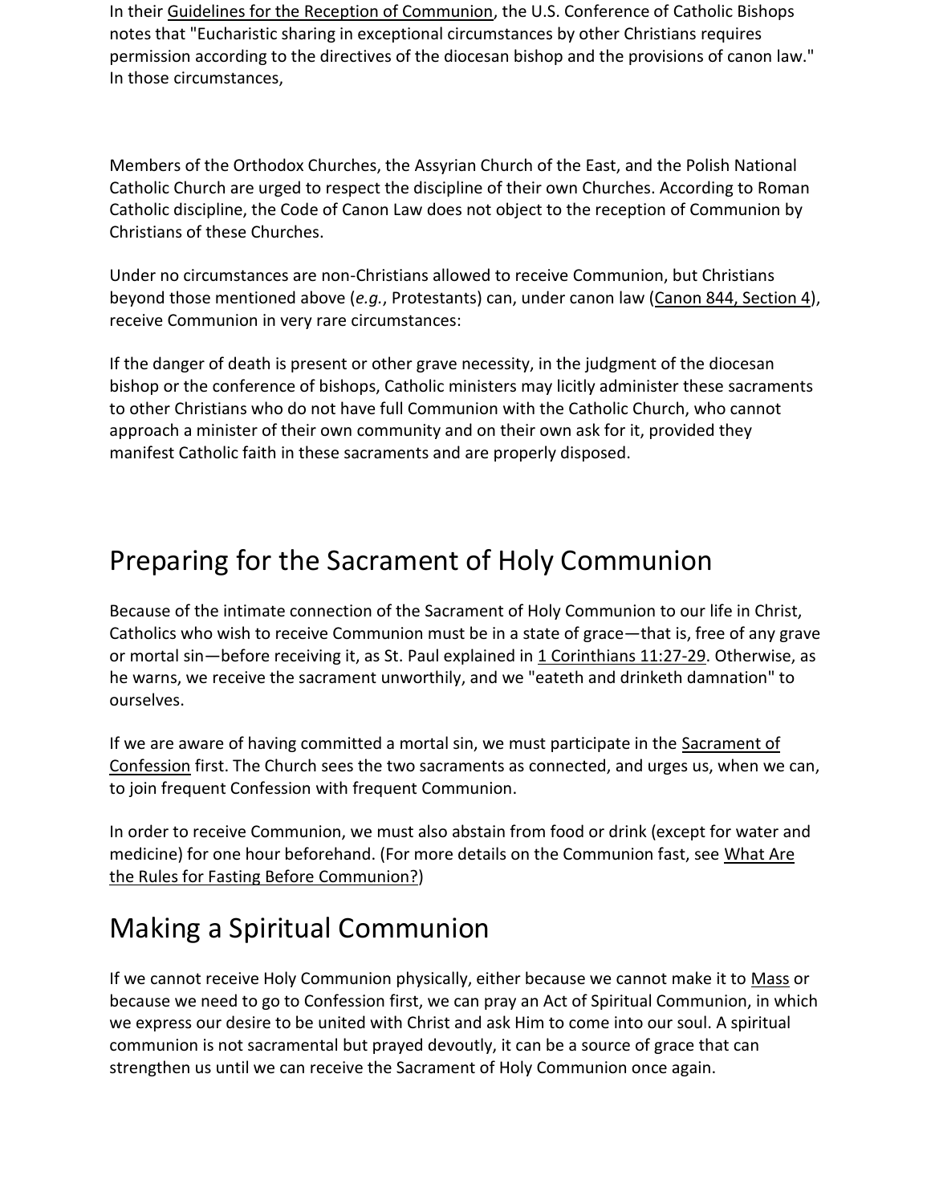In their Guidelines for the Reception of Communion, the U.S. Conference of Catholic Bishops notes that "Eucharistic sharing in exceptional circumstances by other Christians requires permission according to the directives of the diocesan bishop and the provisions of canon law." In those circumstances,

Members of the Orthodox Churches, the Assyrian Church of the East, and the Polish National Catholic Church are urged to respect the discipline of their own Churches. According to Roman Catholic discipline, the Code of Canon Law does not object to the reception of Communion by Christians of these Churches.

Under no circumstances are non-Christians allowed to receive Communion, but Christians beyond those mentioned above (*e.g.*, Protestants) can, under canon law (Canon 844, Section 4), receive Communion in very rare circumstances:

If the danger of death is present or other grave necessity, in the judgment of the diocesan bishop or the conference of bishops, Catholic ministers may licitly administer these sacraments to other Christians who do not have full Communion with the Catholic Church, who cannot approach a minister of their own community and on their own ask for it, provided they manifest Catholic faith in these sacraments and are properly disposed.

## Preparing for the Sacrament of Holy Communion

Because of the intimate connection of the Sacrament of Holy Communion to our life in Christ, Catholics who wish to receive Communion must be in a state of grace—that is, free of any grave or mortal sin—before receiving it, as St. Paul explained in 1 Corinthians 11:27-29. Otherwise, as he warns, we receive the sacrament unworthily, and we "eateth and drinketh damnation" to ourselves.

If we are aware of having committed a mortal sin, we must participate in the Sacrament of Confession first. The Church sees the two sacraments as connected, and urges us, when we can, to join frequent Confession with frequent Communion.

In order to receive Communion, we must also abstain from food or drink (except for water and medicine) for one hour beforehand. (For more details on the Communion fast, see What Are the Rules for Fasting Before Communion?)

## Making a Spiritual Communion

If we cannot receive Holy Communion physically, either because we cannot make it to Mass or because we need to go to Confession first, we can pray an Act of Spiritual Communion, in which we express our desire to be united with Christ and ask Him to come into our soul. A spiritual communion is not sacramental but prayed devoutly, it can be a source of grace that can strengthen us until we can receive the Sacrament of Holy Communion once again.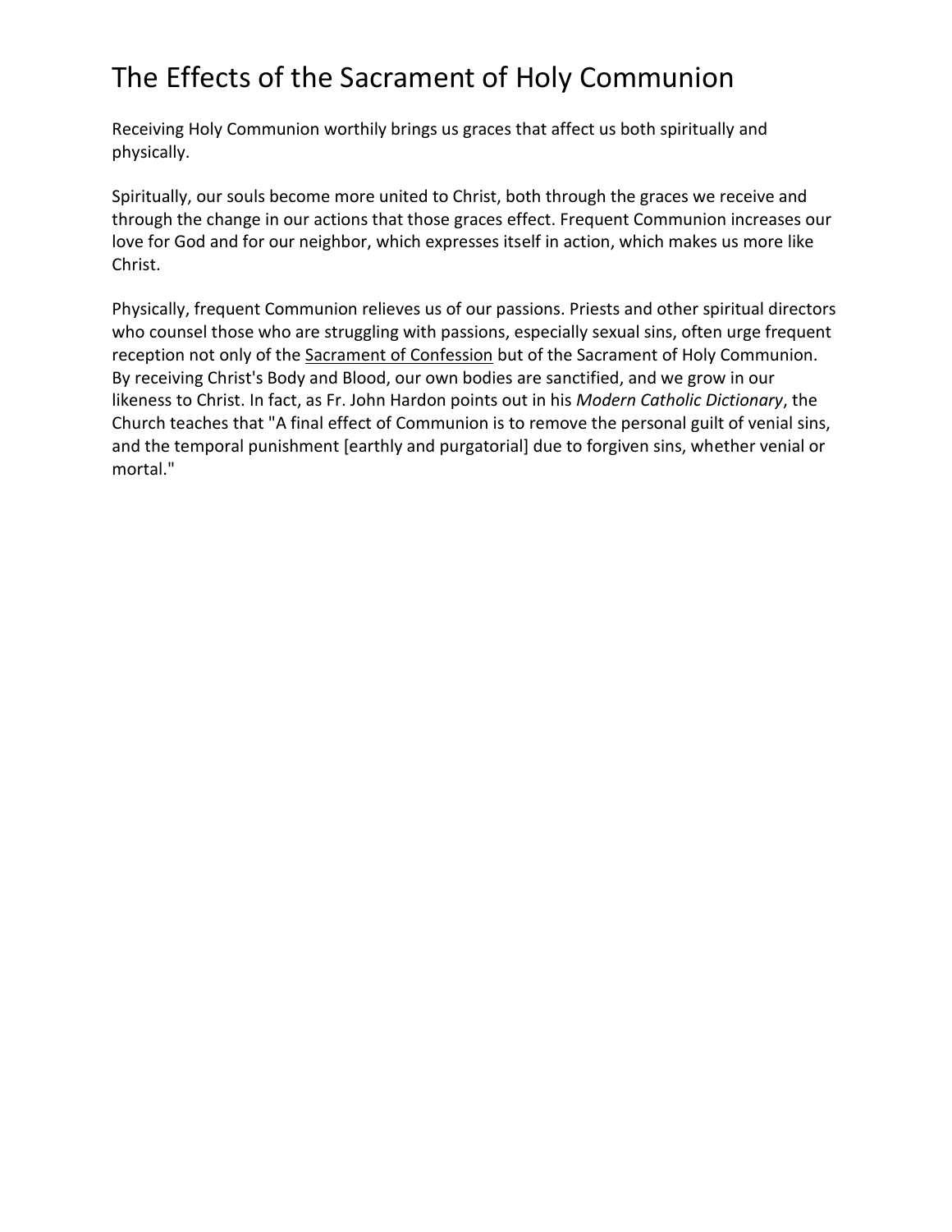# The Effects of the Sacrament of Holy Communion

Receiving Holy Communion worthily brings us graces that affect us both spiritually and physically.

Spiritually, our souls become more united to Christ, both through the graces we receive and through the change in our actions that those graces effect. Frequent Communion increases our love for God and for our neighbor, which expresses itself in action, which makes us more like Christ.

Physically, frequent Communion relieves us of our passions. Priests and other spiritual directors who counsel those who are struggling with passions, especially sexual sins, often urge frequent reception not only of the Sacrament of Confession but of the Sacrament of Holy Communion. By receiving Christ's Body and Blood, our own bodies are sanctified, and we grow in our likeness to Christ. In fact, as Fr. John Hardon points out in his *Modern Catholic Dictionary*, the Church teaches that "A final effect of Communion is to remove the personal guilt of venial sins, and the temporal punishment [earthly and purgatorial] due to forgiven sins, whether venial or mortal."